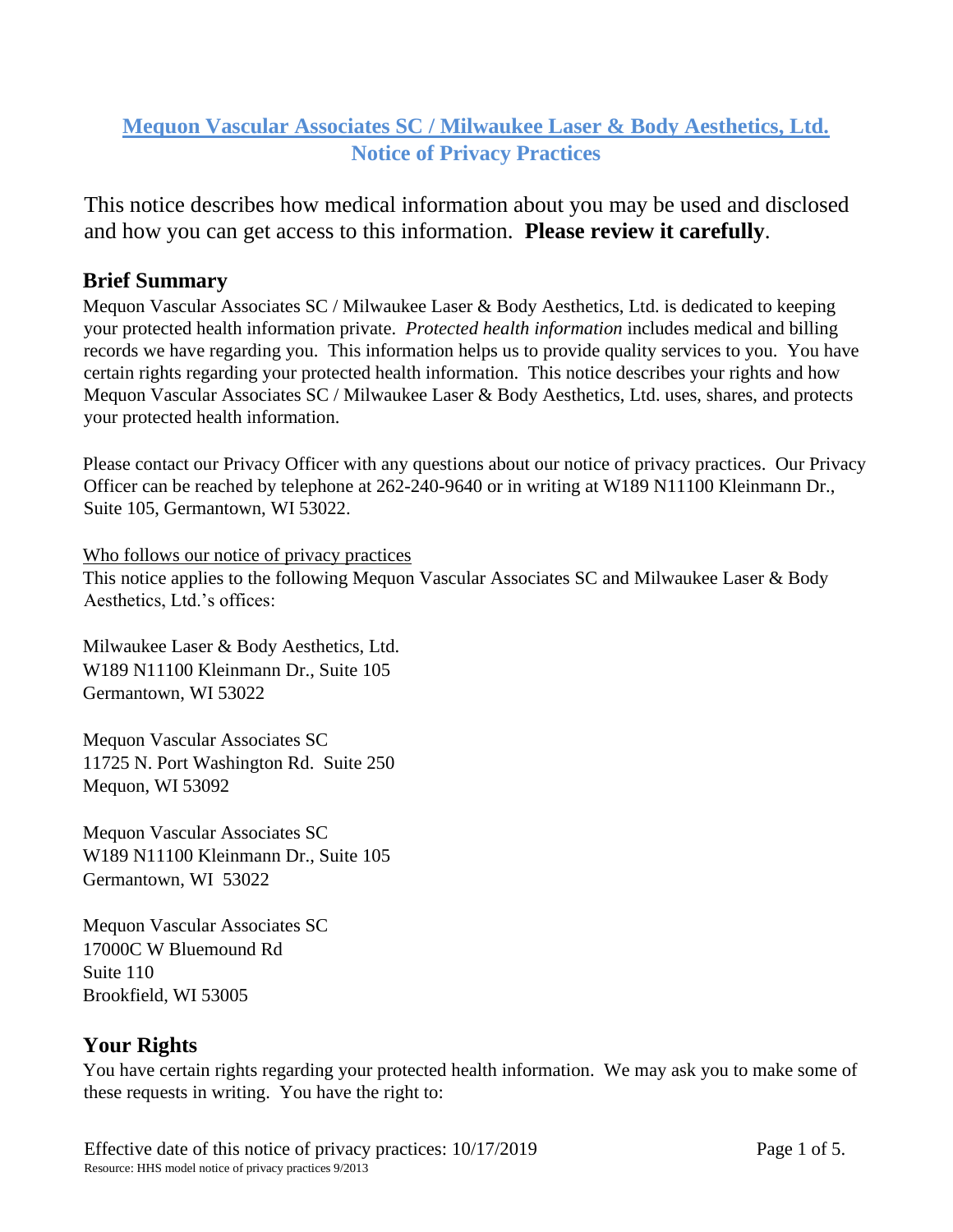# Mequon Vascular Associates SC / Milwaukee Laser & Body Aesthetics, Ltd.
# Notice of Privacy Practices

This notice describes how medical information about you may be used and disclosed and how you can get access to this information. **Please review it carefully**.

## Brief Summary

Mequon Vascular Associates SC / Milwaukee Laser & Body Aesthetics, Ltd. is dedicated to keeping your protected health information private. *Protected health information* includes medical and billing records we have regarding you. This information helps us to provide quality services to you. You have certain rights regarding your protected health information. This notice describes your rights and how Mequon Vascular Associates SC / Milwaukee Laser & Body Aesthetics, Ltd. uses, shares, and protects your protected health information.

Please contact our Privacy Officer with any questions about our notice of privacy practices. Our Privacy Officer can be reached by telephone at 262-240-9640 or in writing at W189 N11100 Kleinmann Dr., Suite 105, Germantown, WI 53022.

<u>Who follows our notice of privacy practices</u>

This notice applies to the following Mequon Vascular Associates SC and Milwaukee Laser & Body Aesthetics, Ltd.'s offices:

Milwaukee Laser & Body Aesthetics, Ltd.
W189 N11100 Kleinmann Dr., Suite 105
Germantown, WI 53022

Mequon Vascular Associates SC
11725 N. Port Washington Rd. Suite 250
Mequon, WI 53092

Mequon Vascular Associates SC
W189 N11100 Kleinmann Dr., Suite 105
Germantown, WI 53022

Mequon Vascular Associates SC
17000C W Bluemound Rd
Suite 110
Brookfield, WI 53005

## Your Rights

You have certain rights regarding your protected health information. We may ask you to make some of these requests in writing. You have the right to:

Effective date of this notice of privacy practices: 10/17/2019

Resource: HHS model notice of privacy practices 9/2013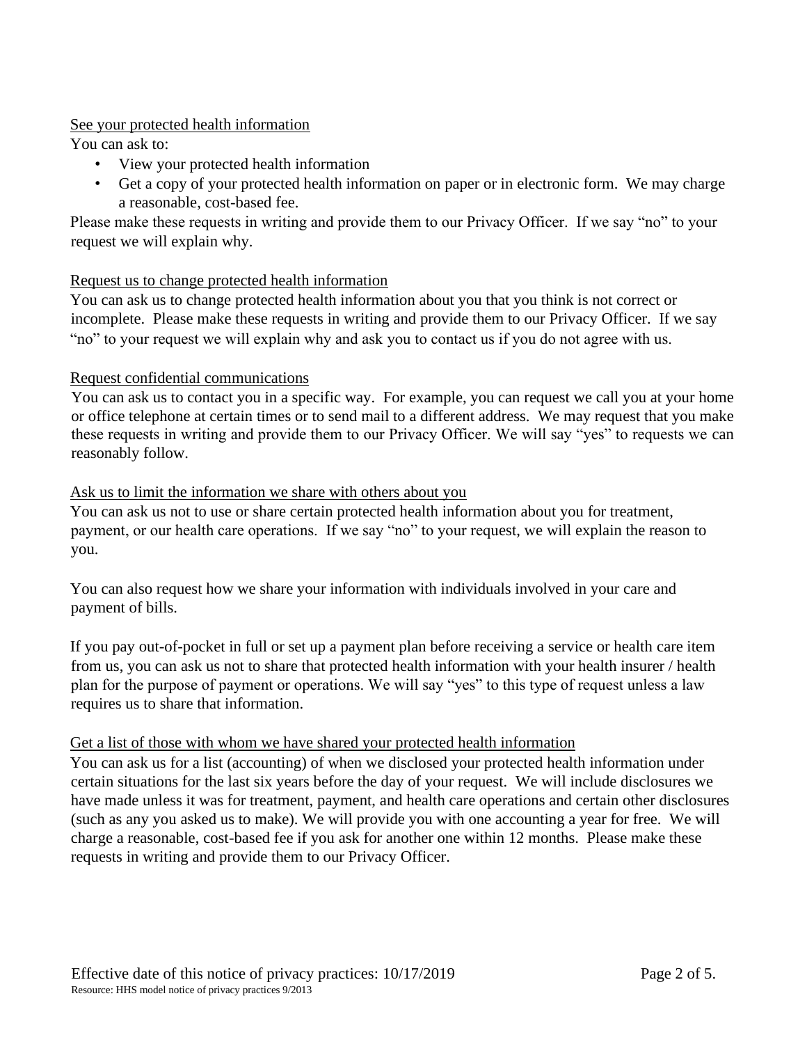See your protected health information

You can ask to:

- View your protected health information
- Get a copy of your protected health information on paper or in electronic form. We may charge a reasonable, cost-based fee.

Please make these requests in writing and provide them to our Privacy Officer. If we say "no" to your request we will explain why.

Request us to change protected health information

You can ask us to change protected health information about you that you think is not correct or incomplete. Please make these requests in writing and provide them to our Privacy Officer. If we say "no" to your request we will explain why and ask you to contact us if you do not agree with us.

Request confidential communications

You can ask us to contact you in a specific way. For example, you can request we call you at your home or office telephone at certain times or to send mail to a different address. We may request that you make these requests in writing and provide them to our Privacy Officer. We will say "yes" to requests we can reasonably follow.

Ask us to limit the information we share with others about you

You can ask us not to use or share certain protected health information about you for treatment, payment, or our health care operations. If we say "no" to your request, we will explain the reason to you.

You can also request how we share your information with individuals involved in your care and payment of bills.

If you pay out-of-pocket in full or set up a payment plan before receiving a service or health care item from us, you can ask us not to share that protected health information with your health insurer / health plan for the purpose of payment or operations. We will say "yes" to this type of request unless a law requires us to share that information.

Get a list of those with whom we have shared your protected health information

You can ask us for a list (accounting) of when we disclosed your protected health information under certain situations for the last six years before the day of your request. We will include disclosures we have made unless it was for treatment, payment, and health care operations and certain other disclosures (such as any you asked us to make). We will provide you with one accounting a year for free. We will charge a reasonable, cost-based fee if you ask for another one within 12 months. Please make these requests in writing and provide them to our Privacy Officer.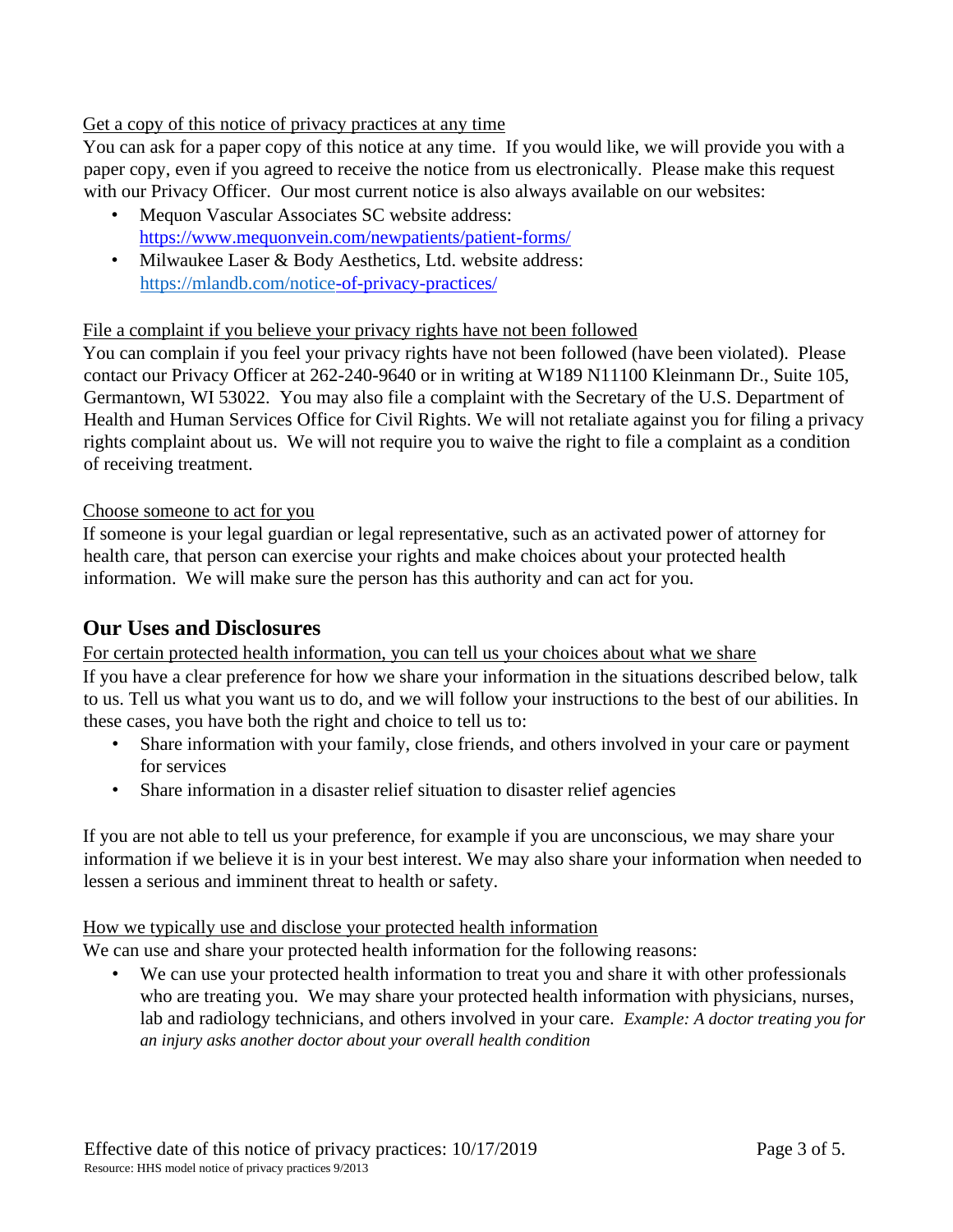Get a copy of this notice of privacy practices at any time

You can ask for a paper copy of this notice at any time. If you would like, we will provide you with a paper copy, even if you agreed to receive the notice from us electronically. Please make this request with our Privacy Officer. Our most current notice is also always available on our websites:

- Mequon Vascular Associates SC website address: https://www.mequonvein.com/newpatients/patient-forms/
- Milwaukee Laser & Body Aesthetics, Ltd. website address: https://mlandb.com/notice-of-privacy-practices/

File a complaint if you believe your privacy rights have not been followed

You can complain if you feel your privacy rights have not been followed (have been violated). Please contact our Privacy Officer at 262-240-9640 or in writing at W189 N11100 Kleinmann Dr., Suite 105, Germantown, WI 53022. You may also file a complaint with the Secretary of the U.S. Department of Health and Human Services Office for Civil Rights. We will not retaliate against you for filing a privacy rights complaint about us. We will not require you to waive the right to file a complaint as a condition of receiving treatment.

Choose someone to act for you

If someone is your legal guardian or legal representative, such as an activated power of attorney for health care, that person can exercise your rights and make choices about your protected health information. We will make sure the person has this authority and can act for you.

## Our Uses and Disclosures

For certain protected health information, you can tell us your choices about what we share

If you have a clear preference for how we share your information in the situations described below, talk to us. Tell us what you want us to do, and we will follow your instructions to the best of our abilities. In these cases, you have both the right and choice to tell us to:

- Share information with your family, close friends, and others involved in your care or payment for services
- Share information in a disaster relief situation to disaster relief agencies

If you are not able to tell us your preference, for example if you are unconscious, we may share your information if we believe it is in your best interest. We may also share your information when needed to lessen a serious and imminent threat to health or safety.

How we typically use and disclose your protected health information

We can use and share your protected health information for the following reasons:

- We can use your protected health information to treat you and share it with other professionals who are treating you. We may share your protected health information with physicians, nurses, lab and radiology technicians, and others involved in your care. *Example: A doctor treating you for an injury asks another doctor about your overall health condition*

Effective date of this notice of privacy practices: 10/17/2019

Resource: HHS model notice of privacy practices 9/2013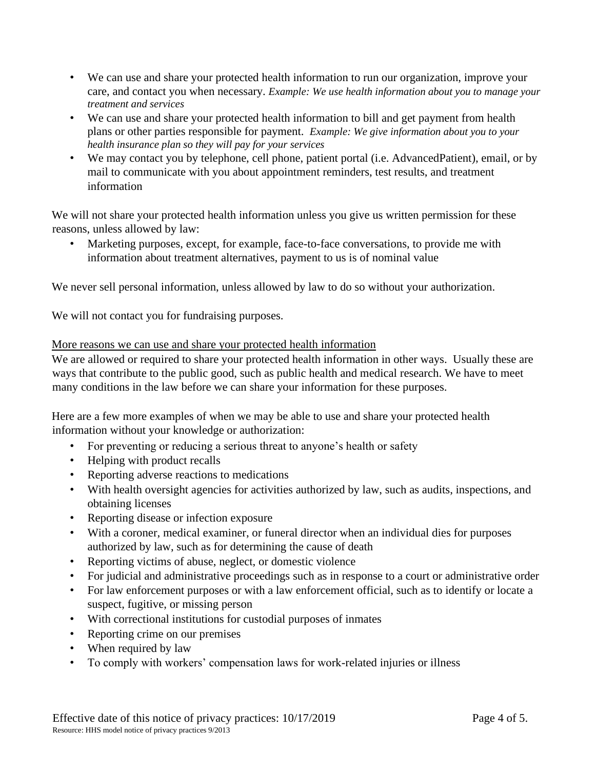- We can use and share your protected health information to run our organization, improve your care, and contact you when necessary. *Example: We use health information about you to manage your treatment and services*
- We can use and share your protected health information to bill and get payment from health plans or other parties responsible for payment. *Example: We give information about you to your health insurance plan so they will pay for your services*
- We may contact you by telephone, cell phone, patient portal (i.e. AdvancedPatient), email, or by mail to communicate with you about appointment reminders, test results, and treatment information

We will not share your protected health information unless you give us written permission for these reasons, unless allowed by law:

- Marketing purposes, except, for example, face-to-face conversations, to provide me with information about treatment alternatives, payment to us is of nominal value

We never sell personal information, unless allowed by law to do so without your authorization.

We will not contact you for fundraising purposes.

<u>More reasons we can use and share your protected health information</u>

We are allowed or required to share your protected health information in other ways. Usually these are ways that contribute to the public good, such as public health and medical research. We have to meet many conditions in the law before we can share your information for these purposes.

Here are a few more examples of when we may be able to use and share your protected health information without your knowledge or authorization:

- For preventing or reducing a serious threat to anyone's health or safety
- Helping with product recalls
- Reporting adverse reactions to medications
- With health oversight agencies for activities authorized by law, such as audits, inspections, and obtaining licenses
- Reporting disease or infection exposure
- With a coroner, medical examiner, or funeral director when an individual dies for purposes authorized by law, such as for determining the cause of death
- Reporting victims of abuse, neglect, or domestic violence
- For judicial and administrative proceedings such as in response to a court or administrative order
- For law enforcement purposes or with a law enforcement official, such as to identify or locate a suspect, fugitive, or missing person
- With correctional institutions for custodial purposes of inmates
- Reporting crime on our premises
- When required by law
- To comply with workers' compensation laws for work-related injuries or illness

Effective date of this notice of privacy practices: 10/17/2019

Resource: HHS model notice of privacy practices 9/2013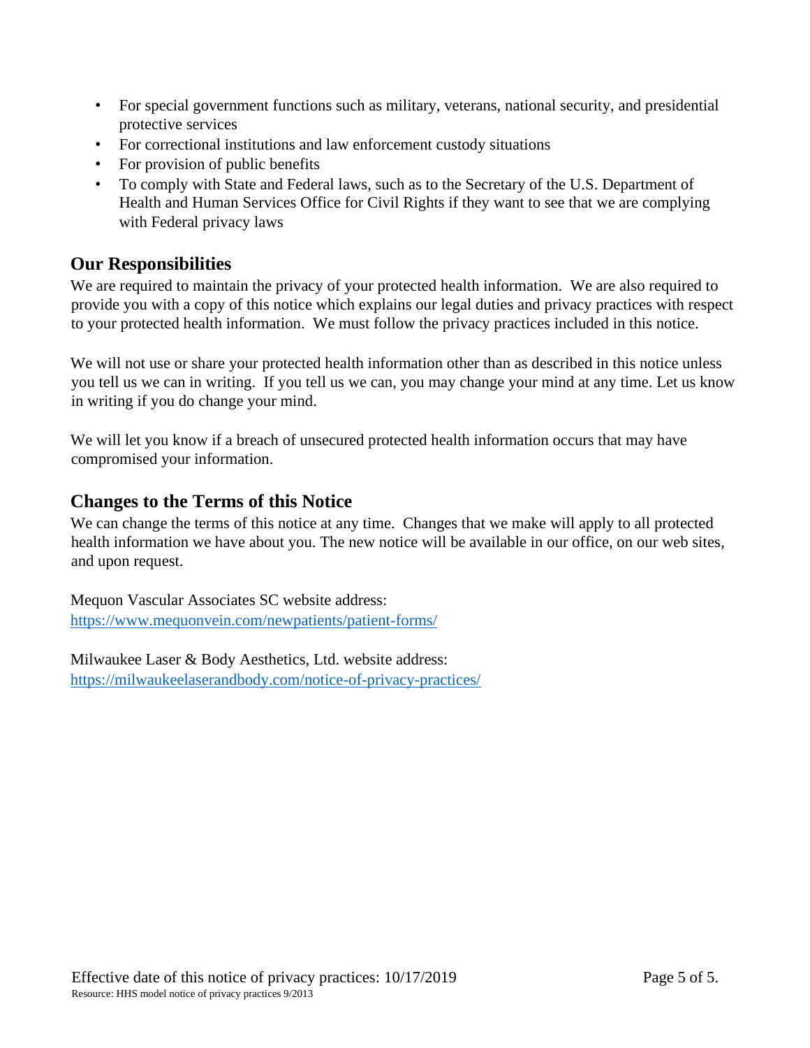- For special government functions such as military, veterans, national security, and presidential protective services
- For correctional institutions and law enforcement custody situations
- For provision of public benefits
- To comply with State and Federal laws, such as to the Secretary of the U.S. Department of Health and Human Services Office for Civil Rights if they want to see that we are complying with Federal privacy laws

## Our Responsibilities

We are required to maintain the privacy of your protected health information. We are also required to provide you with a copy of this notice which explains our legal duties and privacy practices with respect to your protected health information. We must follow the privacy practices included in this notice.

We will not use or share your protected health information other than as described in this notice unless you tell us we can in writing. If you tell us we can, you may change your mind at any time. Let us know in writing if you do change your mind.

We will let you know if a breach of unsecured protected health information occurs that may have compromised your information.

## Changes to the Terms of this Notice

We can change the terms of this notice at any time. Changes that we make will apply to all protected health information we have about you. The new notice will be available in our office, on our web sites, and upon request.

Mequon Vascular Associates SC website address:
https://www.mequonvein.com/newpatients/patient-forms/

Milwaukee Laser & Body Aesthetics, Ltd. website address:
https://milwaukeelaserandbody.com/notice-of-privacy-practices/

Effective date of this notice of privacy practices: 10/17/2019

Resource: HHS model notice of privacy practices 9/2013